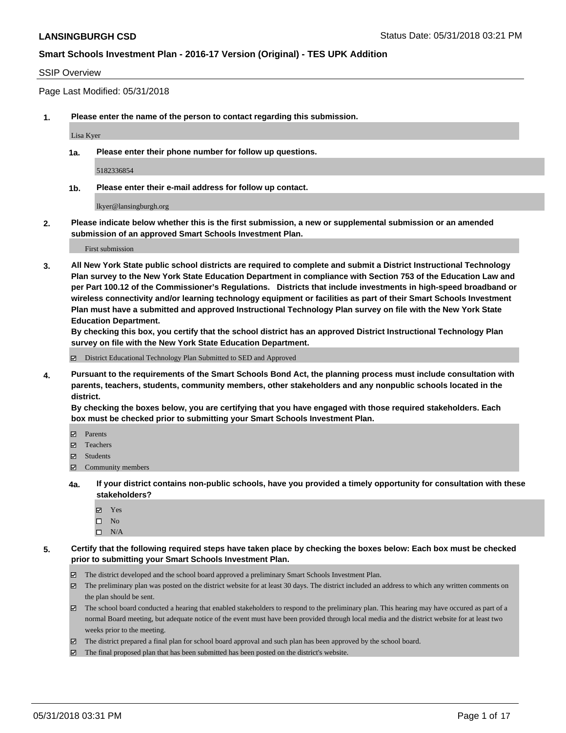**LANSINGBURGH CSD** Status Date: 05/31/2018 03:21 PM

**Smart Schools Investment Plan - 2016-17 Version (Original) - TES UPK Addition**

SSIP Overview

Page Last Modified: 05/31/2018

**1. Please enter the name of the person to contact regarding this submission.**

Lisa Kyer

**1a. Please enter their phone number for follow up questions.**

5182336854

**1b. Please enter their e-mail address for follow up contact.**

lkyer@lansingburgh.org

**2. Please indicate below whether this is the first submission, a new or supplemental submission or an amended submission of an approved Smart Schools Investment Plan.**

First submission

**3. All New York State public school districts are required to complete and submit a District Instructional Technology Plan survey to the New York State Education Department in compliance with Section 753 of the Education Law and per Part 100.12 of the Commissioner's Regulations. Districts that include investments in high-speed broadband or wireless connectivity and/or learning technology equipment or facilities as part of their Smart Schools Investment Plan must have a submitted and approved Instructional Technology Plan survey on file with the New York State Education Department.**
**By checking this box, you certify that the school district has an approved District Instructional Technology Plan survey on file with the New York State Education Department.**

☑ District Educational Technology Plan Submitted to SED and Approved

**4. Pursuant to the requirements of the Smart Schools Bond Act, the planning process must include consultation with parents, teachers, students, community members, other stakeholders and any nonpublic schools located in the district.**
**By checking the boxes below, you are certifying that you have engaged with those required stakeholders. Each box must be checked prior to submitting your Smart Schools Investment Plan.**

☑ Parents
☑ Teachers
☑ Students
☑ Community members

**4a. If your district contains non-public schools, have you provided a timely opportunity for consultation with these stakeholders?**

☑ Yes
☐ No
☐ N/A

**5. Certify that the following required steps have taken place by checking the boxes below: Each box must be checked prior to submitting your Smart Schools Investment Plan.**

☑ The district developed and the school board approved a preliminary Smart Schools Investment Plan.
☑ The preliminary plan was posted on the district website for at least 30 days. The district included an address to which any written comments on the plan should be sent.
☑ The school board conducted a hearing that enabled stakeholders to respond to the preliminary plan. This hearing may have occured as part of a normal Board meeting, but adequate notice of the event must have been provided through local media and the district website for at least two weeks prior to the meeting.
☑ The district prepared a final plan for school board approval and such plan has been approved by the school board.
☑ The final proposed plan that has been submitted has been posted on the district's website.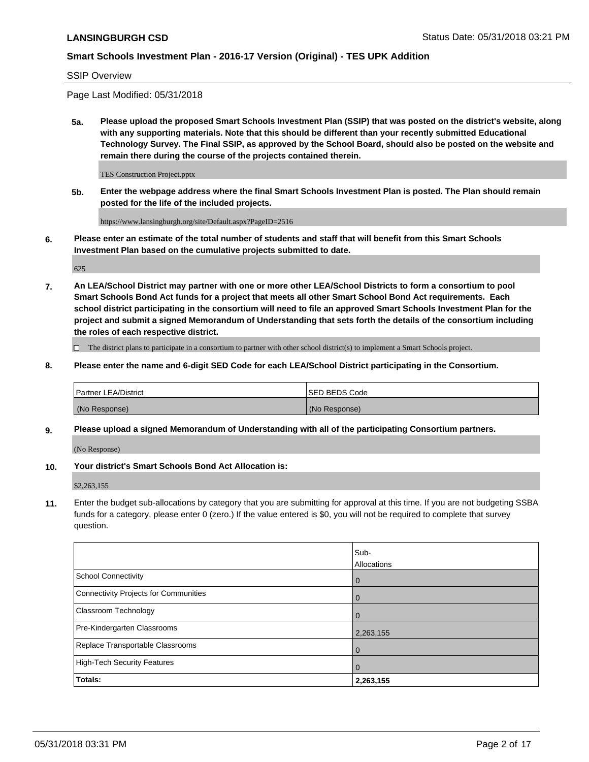SSIP Overview

Page Last Modified: 05/31/2018

**5a. Please upload the proposed Smart Schools Investment Plan (SSIP) that was posted on the district's website, along with any supporting materials. Note that this should be different than your recently submitted Educational Technology Survey. The Final SSIP, as approved by the School Board, should also be posted on the website and remain there during the course of the projects contained therein.**

TES Construction Project.pptx

**5b. Enter the webpage address where the final Smart Schools Investment Plan is posted. The Plan should remain posted for the life of the included projects.**

https://www.lansingburgh.org/site/Default.aspx?PageID=2516

**6. Please enter an estimate of the total number of students and staff that will benefit from this Smart Schools Investment Plan based on the cumulative projects submitted to date.**

625

**7. An LEA/School District may partner with one or more other LEA/School Districts to form a consortium to pool Smart Schools Bond Act funds for a project that meets all other Smart School Bond Act requirements. Each school district participating in the consortium will need to file an approved Smart Schools Investment Plan for the project and submit a signed Memorandum of Understanding that sets forth the details of the consortium including the roles of each respective district.**

☐ The district plans to participate in a consortium to partner with other school district(s) to implement a Smart Schools project.

**8. Please enter the name and 6-digit SED Code for each LEA/School District participating in the Consortium.**

| Partner LEA/District | SED BEDS Code |
|---|---|
| (No Response) | (No Response) |

**9. Please upload a signed Memorandum of Understanding with all of the participating Consortium partners.**

(No Response)

**10. Your district's Smart Schools Bond Act Allocation is:**

$2,263,155

**11.** Enter the budget sub-allocations by category that you are submitting for approval at this time. If you are not budgeting SSBA funds for a category, please enter 0 (zero.) If the value entered is $0, you will not be required to complete that survey question.

| | Sub-Allocations |
|---|---|
| School Connectivity | 0 |
| Connectivity Projects for Communities | 0 |
| Classroom Technology | 0 |
| Pre-Kindergarten Classrooms | 2,263,155 |
| Replace Transportable Classrooms | 0 |
| High-Tech Security Features | 0 |
| **Totals:** | **2,263,155** |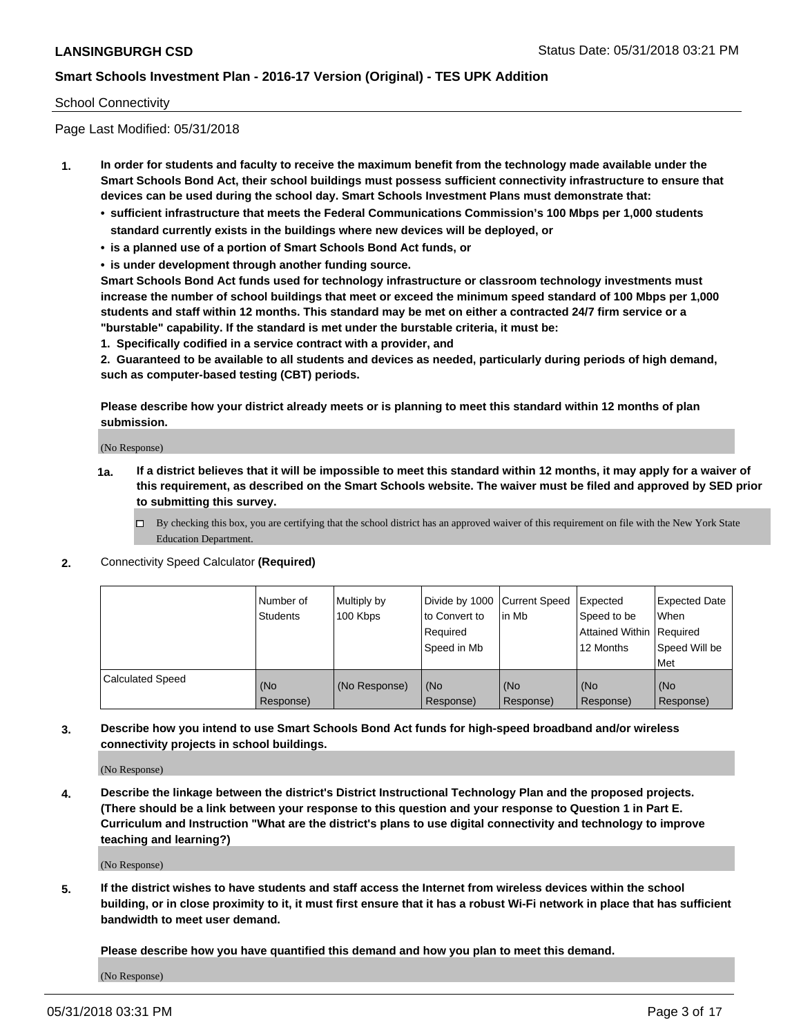School Connectivity

Page Last Modified: 05/31/2018

1. **In order for students and faculty to receive the maximum benefit from the technology made available under the Smart Schools Bond Act, their school buildings must possess sufficient connectivity infrastructure to ensure that devices can be used during the school day. Smart Schools Investment Plans must demonstrate that:**
   - **sufficient infrastructure that meets the Federal Communications Commission's 100 Mbps per 1,000 students standard currently exists in the buildings where new devices will be deployed, or**
   - **is a planned use of a portion of Smart Schools Bond Act funds, or**
   - **is under development through another funding source.**

   **Smart Schools Bond Act funds used for technology infrastructure or classroom technology investments must increase the number of school buildings that meet or exceed the minimum speed standard of 100 Mbps per 1,000 students and staff within 12 months. This standard may be met on either a contracted 24/7 firm service or a "burstable" capability. If the standard is met under the burstable criteria, it must be:**

   **1. Specifically codified in a service contract with a provider, and**

   **2. Guaranteed to be available to all students and devices as needed, particularly during periods of high demand, such as computer-based testing (CBT) periods.**

   **Please describe how your district already meets or is planning to meet this standard within 12 months of plan submission.**

   (No Response)

   **1a. If a district believes that it will be impossible to meet this standard within 12 months, it may apply for a waiver of this requirement, as described on the Smart Schools website. The waiver must be filed and approved by SED prior to submitting this survey.**

   ☐ By checking this box, you are certifying that the school district has an approved waiver of this requirement on file with the New York State Education Department.

2. Connectivity Speed Calculator **(Required)**

| | Number of Students | Multiply by 100 Kbps | Divide by 1000 to Convert to Required Speed in Mb | Current Speed in Mb | Expected Speed to be Attained Within 12 Months | Expected Date When Required Speed Will be Met |
|---|---|---|---|---|---|---|
| Calculated Speed | (No Response) | (No Response) | (No Response) | (No Response) | (No Response) | (No Response) |

3. **Describe how you intend to use Smart Schools Bond Act funds for high-speed broadband and/or wireless connectivity projects in school buildings.**

   (No Response)

4. **Describe the linkage between the district's District Instructional Technology Plan and the proposed projects. (There should be a link between your response to this question and your response to Question 1 in Part E. Curriculum and Instruction "What are the district's plans to use digital connectivity and technology to improve teaching and learning?)**

   (No Response)

5. **If the district wishes to have students and staff access the Internet from wireless devices within the school building, or in close proximity to it, it must first ensure that it has a robust Wi-Fi network in place that has sufficient bandwidth to meet user demand.**

   **Please describe how you have quantified this demand and how you plan to meet this demand.**

   (No Response)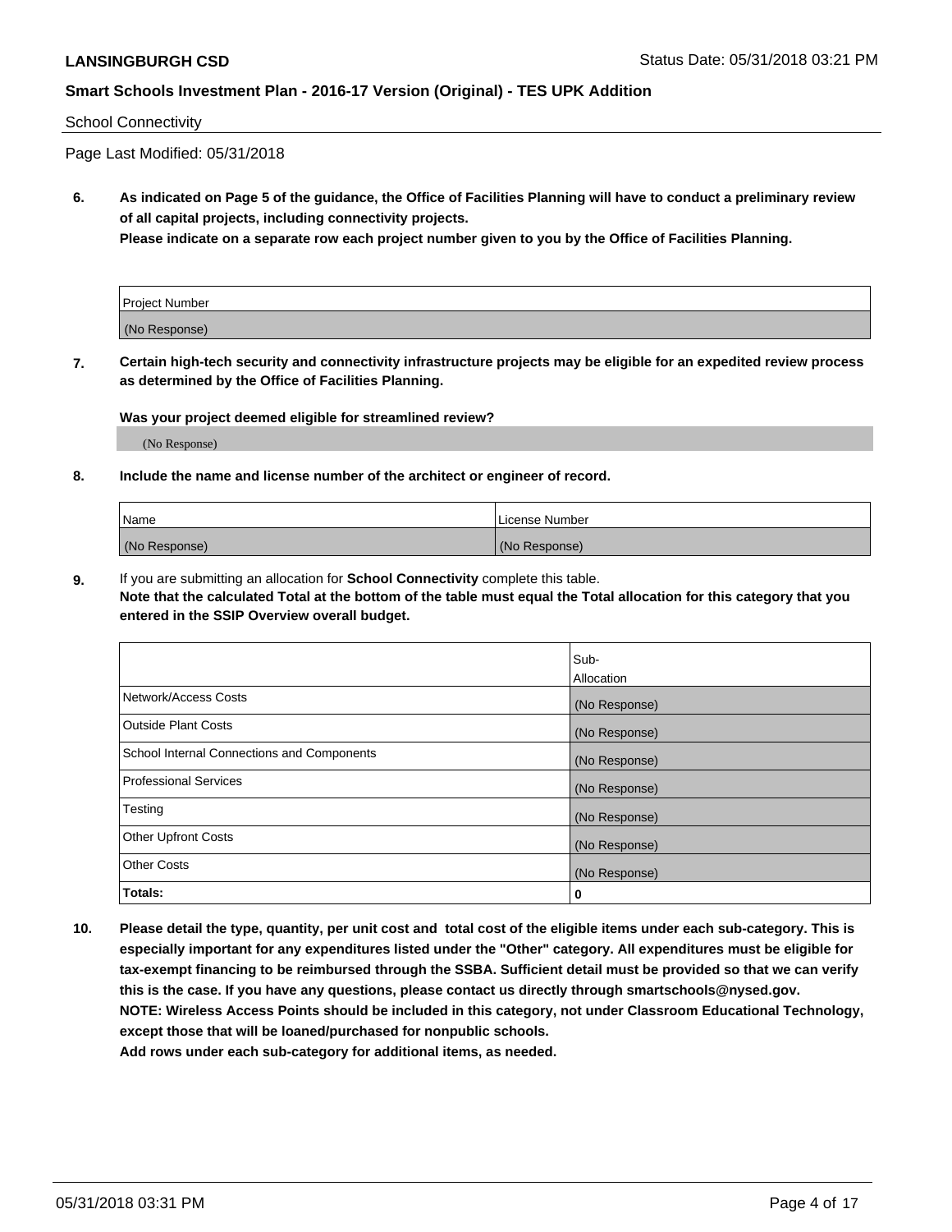School Connectivity

Page Last Modified: 05/31/2018

**6. As indicated on Page 5 of the guidance, the Office of Facilities Planning will have to conduct a preliminary review of all capital projects, including connectivity projects.**
**Please indicate on a separate row each project number given to you by the Office of Facilities Planning.**

| Project Number |
| --- |
| (No Response) |

**7. Certain high-tech security and connectivity infrastructure projects may be eligible for an expedited review process as determined by the Office of Facilities Planning.**

**Was your project deemed eligible for streamlined review?**

(No Response)

**8. Include the name and license number of the architect or engineer of record.**

| Name | License Number |
| --- | --- |
| (No Response) | (No Response) |

**9.** If you are submitting an allocation for **School Connectivity** complete this table.
**Note that the calculated Total at the bottom of the table must equal the Total allocation for this category that you entered in the SSIP Overview overall budget.**

| | Sub-Allocation |
| --- | --- |
| Network/Access Costs | (No Response) |
| Outside Plant Costs | (No Response) |
| School Internal Connections and Components | (No Response) |
| Professional Services | (No Response) |
| Testing | (No Response) |
| Other Upfront Costs | (No Response) |
| Other Costs | (No Response) |
| **Totals:** | **0** |

**10. Please detail the type, quantity, per unit cost and total cost of the eligible items under each sub-category. This is especially important for any expenditures listed under the "Other" category. All expenditures must be eligible for tax-exempt financing to be reimbursed through the SSBA. Sufficient detail must be provided so that we can verify this is the case. If you have any questions, please contact us directly through smartschools@nysed.gov.**
**NOTE: Wireless Access Points should be included in this category, not under Classroom Educational Technology, except those that will be loaned/purchased for nonpublic schools.**
**Add rows under each sub-category for additional items, as needed.**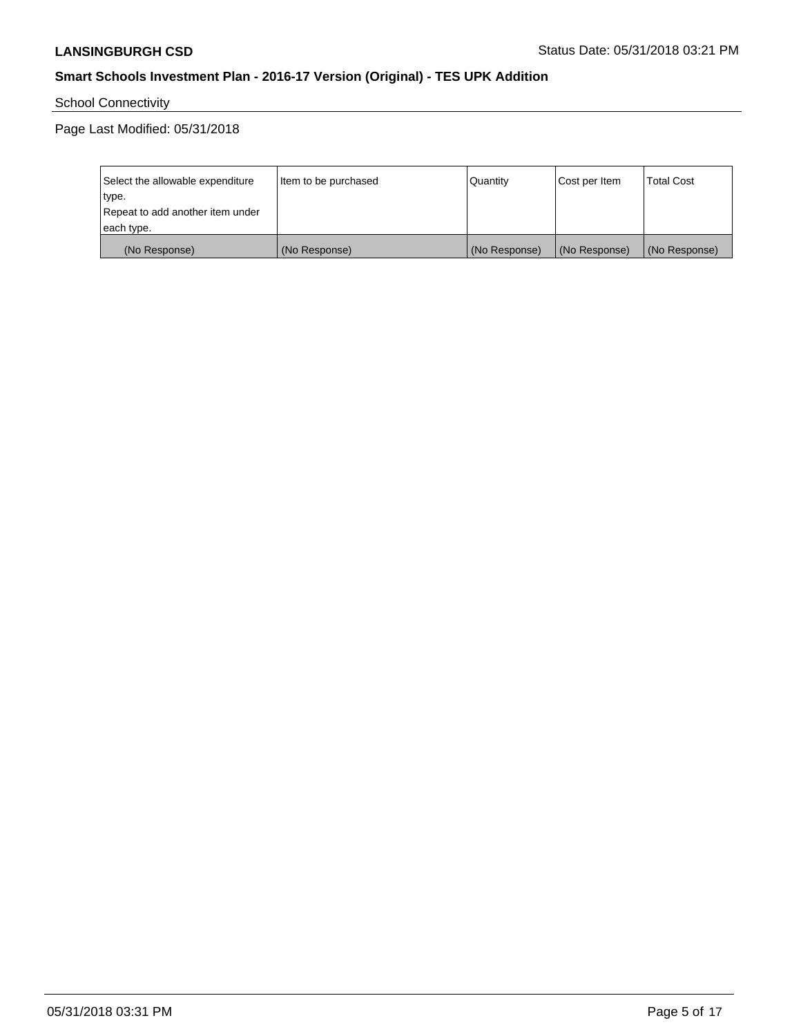School Connectivity

Page Last Modified: 05/31/2018

| Select the allowable expenditure type.<br>Repeat to add another item under each type. | Item to be purchased | Quantity | Cost per Item | Total Cost |
|---|---|---|---|---|
| (No Response) | (No Response) | (No Response) | (No Response) | (No Response) |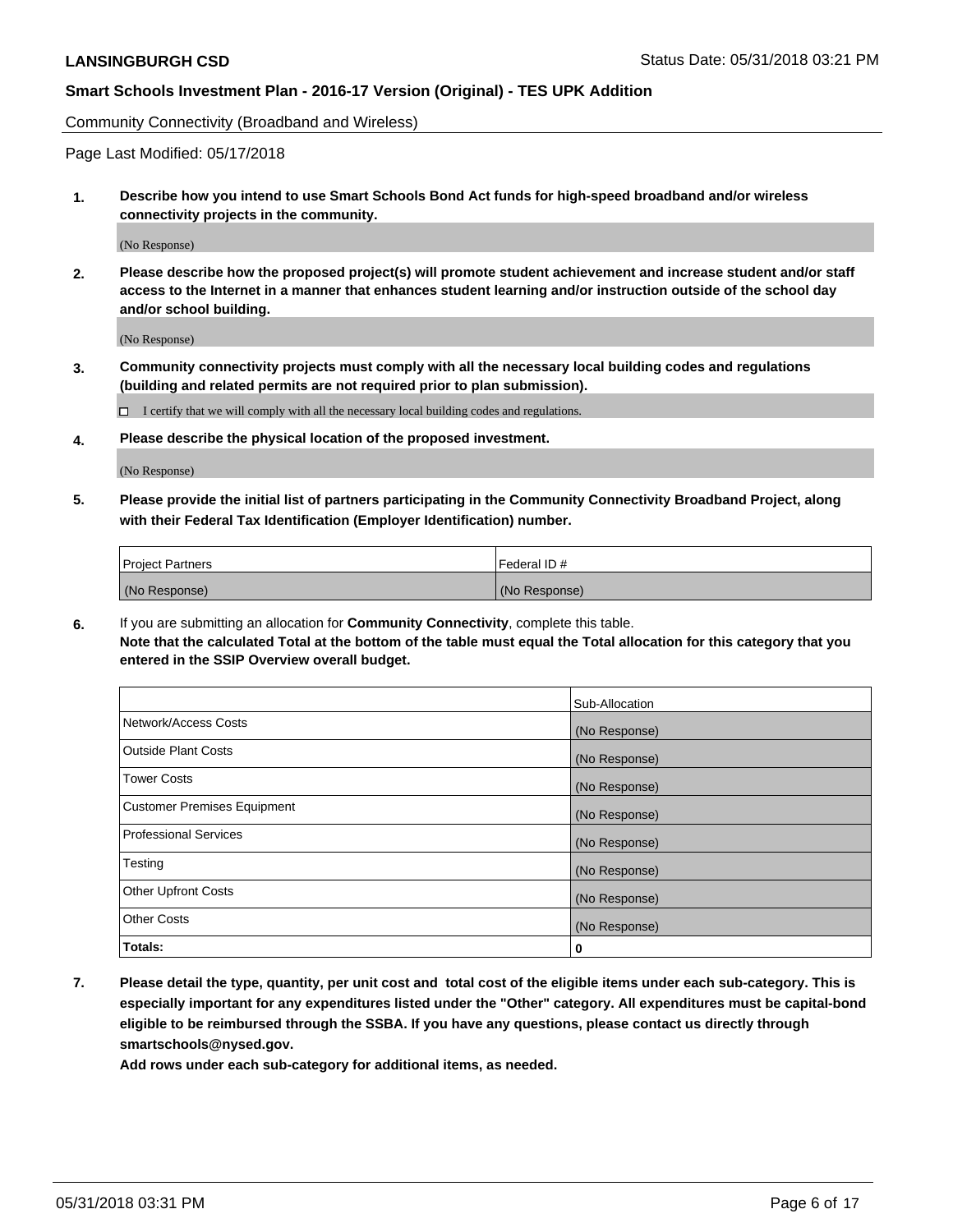**LANSINGBURGH CSD** Status Date: 05/31/2018 03:21 PM

**Smart Schools Investment Plan - 2016-17 Version (Original) - TES UPK Addition**

Community Connectivity (Broadband and Wireless)

Page Last Modified: 05/17/2018

1. **Describe how you intend to use Smart Schools Bond Act funds for high-speed broadband and/or wireless connectivity projects in the community.**

   (No Response)

2. **Please describe how the proposed project(s) will promote student achievement and increase student and/or staff access to the Internet in a manner that enhances student learning and/or instruction outside of the school day and/or school building.**

   (No Response)

3. **Community connectivity projects must comply with all the necessary local building codes and regulations (building and related permits are not required prior to plan submission).**

   ☐ I certify that we will comply with all the necessary local building codes and regulations.

4. **Please describe the physical location of the proposed investment.**

   (No Response)

5. **Please provide the initial list of partners participating in the Community Connectivity Broadband Project, along with their Federal Tax Identification (Employer Identification) number.**

| Project Partners | Federal ID # |
|---|---|
| (No Response) | (No Response) |

6. If you are submitting an allocation for **Community Connectivity**, complete this table.
   **Note that the calculated Total at the bottom of the table must equal the Total allocation for this category that you entered in the SSIP Overview overall budget.**

| | Sub-Allocation |
|---|---|
| Network/Access Costs | (No Response) |
| Outside Plant Costs | (No Response) |
| Tower Costs | (No Response) |
| Customer Premises Equipment | (No Response) |
| Professional Services | (No Response) |
| Testing | (No Response) |
| Other Upfront Costs | (No Response) |
| Other Costs | (No Response) |
| **Totals:** | **0** |

7. **Please detail the type, quantity, per unit cost and total cost of the eligible items under each sub-category. This is especially important for any expenditures listed under the "Other" category. All expenditures must be capital-bond eligible to be reimbursed through the SSBA. If you have any questions, please contact us directly through smartschools@nysed.gov.**

   **Add rows under each sub-category for additional items, as needed.**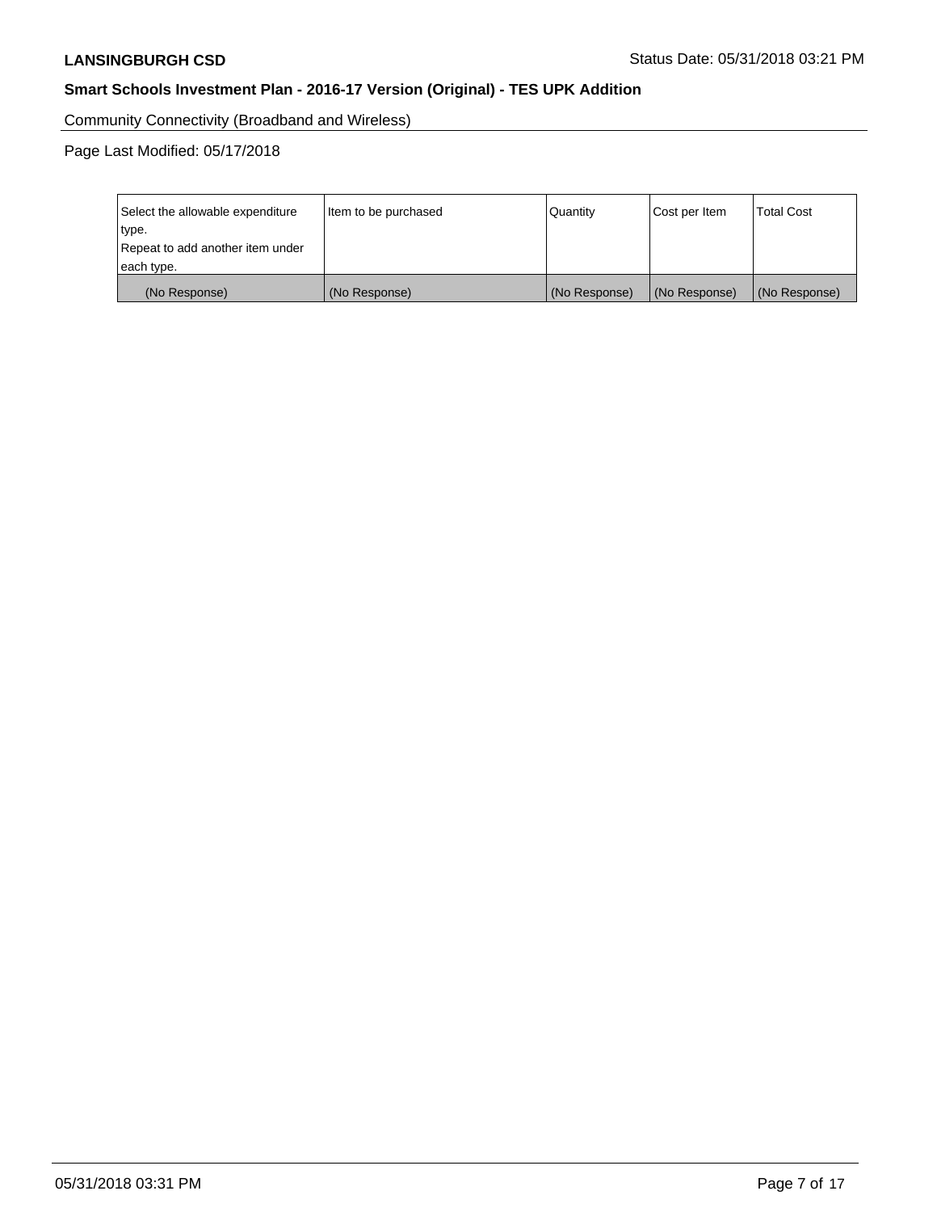Community Connectivity (Broadband and Wireless)

Page Last Modified: 05/17/2018

| Select the allowable expenditure type.<br>Repeat to add another item under each type. | Item to be purchased | Quantity | Cost per Item | Total Cost |
|---|---|---|---|---|
| (No Response) | (No Response) | (No Response) | (No Response) | (No Response) |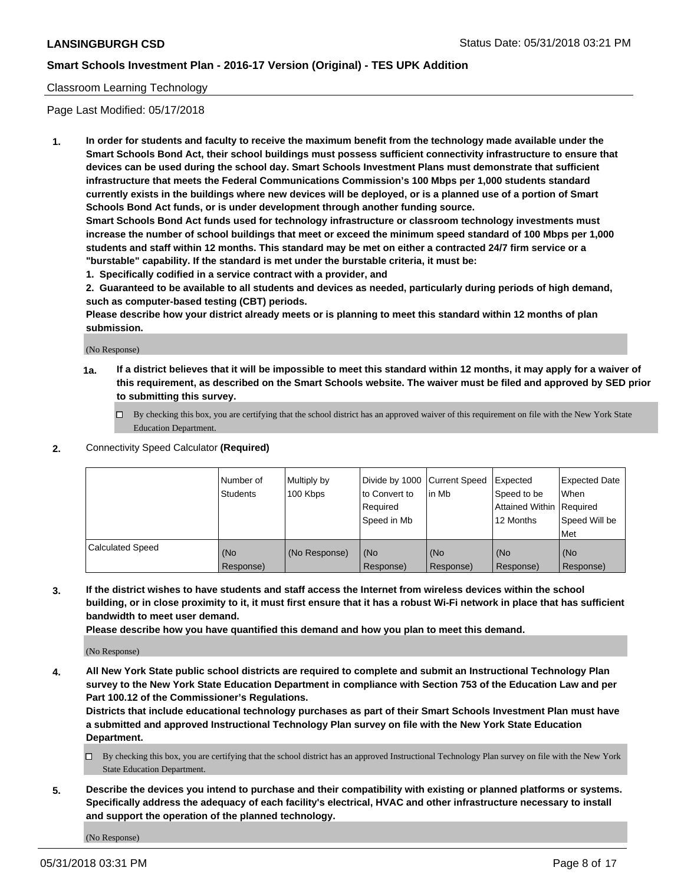Classroom Learning Technology

Page Last Modified: 05/17/2018

**1. In order for students and faculty to receive the maximum benefit from the technology made available under the Smart Schools Bond Act, their school buildings must possess sufficient connectivity infrastructure to ensure that devices can be used during the school day. Smart Schools Investment Plans must demonstrate that sufficient infrastructure that meets the Federal Communications Commission's 100 Mbps per 1,000 students standard currently exists in the buildings where new devices will be deployed, or is a planned use of a portion of Smart Schools Bond Act funds, or is under development through another funding source.**

**Smart Schools Bond Act funds used for technology infrastructure or classroom technology investments must increase the number of school buildings that meet or exceed the minimum speed standard of 100 Mbps per 1,000 students and staff within 12 months. This standard may be met on either a contracted 24/7 firm service or a "burstable" capability. If the standard is met under the burstable criteria, it must be:**

**1. Specifically codified in a service contract with a provider, and**

**2. Guaranteed to be available to all students and devices as needed, particularly during periods of high demand, such as computer-based testing (CBT) periods.**

**Please describe how your district already meets or is planning to meet this standard within 12 months of plan submission.**

(No Response)

**1a. If a district believes that it will be impossible to meet this standard within 12 months, it may apply for a waiver of this requirement, as described on the Smart Schools website. The waiver must be filed and approved by SED prior to submitting this survey.**

☐ By checking this box, you are certifying that the school district has an approved waiver of this requirement on file with the New York State Education Department.

**2.** Connectivity Speed Calculator **(Required)**

| | Number of Students | Multiply by 100 Kbps | Divide by 1000 to Convert to Required Speed in Mb | Current Speed in Mb | Expected Speed to be Attained Within 12 Months | Expected Date When Required Speed Will be Met |
|---|---|---|---|---|---|---|
| Calculated Speed | (No Response) | (No Response) | (No Response) | (No Response) | (No Response) | (No Response) |

**3. If the district wishes to have students and staff access the Internet from wireless devices within the school building, or in close proximity to it, it must first ensure that it has a robust Wi-Fi network in place that has sufficient bandwidth to meet user demand.**

**Please describe how you have quantified this demand and how you plan to meet this demand.**

(No Response)

**4. All New York State public school districts are required to complete and submit an Instructional Technology Plan survey to the New York State Education Department in compliance with Section 753 of the Education Law and per Part 100.12 of the Commissioner's Regulations.**

**Districts that include educational technology purchases as part of their Smart Schools Investment Plan must have a submitted and approved Instructional Technology Plan survey on file with the New York State Education Department.**

☐ By checking this box, you are certifying that the school district has an approved Instructional Technology Plan survey on file with the New York State Education Department.

**5. Describe the devices you intend to purchase and their compatibility with existing or planned platforms or systems. Specifically address the adequacy of each facility's electrical, HVAC and other infrastructure necessary to install and support the operation of the planned technology.**

(No Response)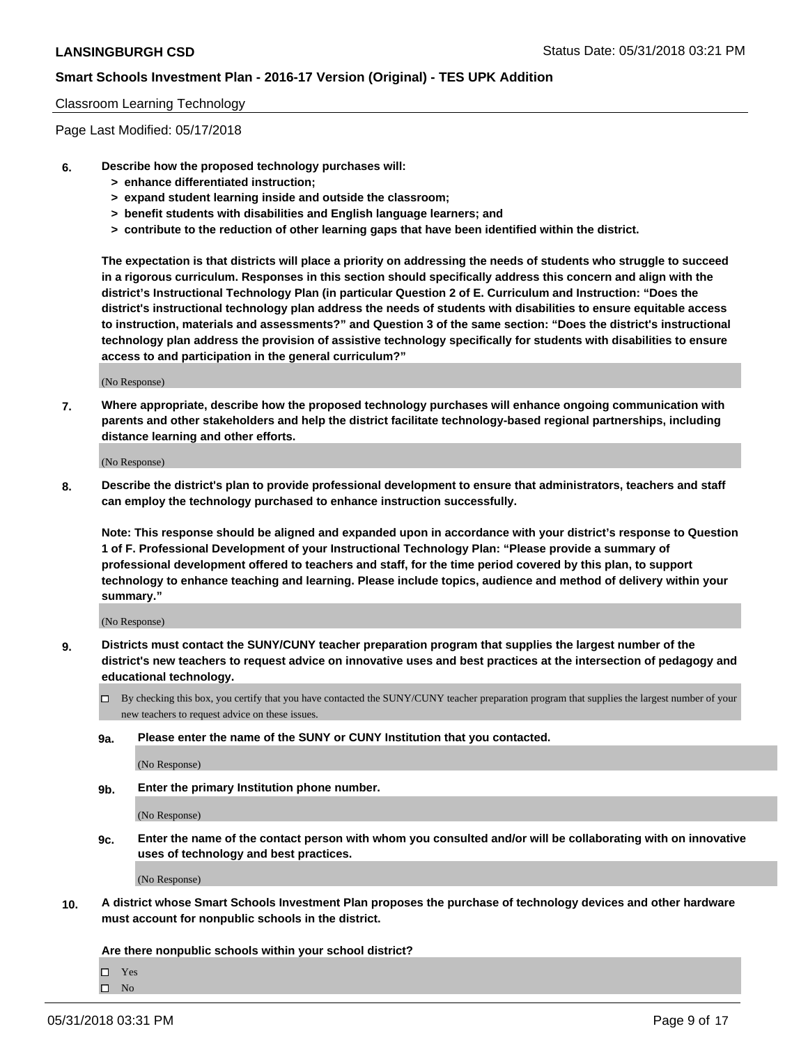Classroom Learning Technology

Page Last Modified: 05/17/2018

**6. Describe how the proposed technology purchases will:**
- **> enhance differentiated instruction;**
- **> expand student learning inside and outside the classroom;**
- **> benefit students with disabilities and English language learners; and**
- **> contribute to the reduction of other learning gaps that have been identified within the district.**

**The expectation is that districts will place a priority on addressing the needs of students who struggle to succeed in a rigorous curriculum. Responses in this section should specifically address this concern and align with the district's Instructional Technology Plan (in particular Question 2 of E. Curriculum and Instruction: "Does the district's instructional technology plan address the needs of students with disabilities to ensure equitable access to instruction, materials and assessments?" and Question 3 of the same section: "Does the district's instructional technology plan address the provision of assistive technology specifically for students with disabilities to ensure access to and participation in the general curriculum?"**

(No Response)

**7. Where appropriate, describe how the proposed technology purchases will enhance ongoing communication with parents and other stakeholders and help the district facilitate technology-based regional partnerships, including distance learning and other efforts.**

(No Response)

**8. Describe the district's plan to provide professional development to ensure that administrators, teachers and staff can employ the technology purchased to enhance instruction successfully.**

**Note: This response should be aligned and expanded upon in accordance with your district's response to Question 1 of F. Professional Development of your Instructional Technology Plan: "Please provide a summary of professional development offered to teachers and staff, for the time period covered by this plan, to support technology to enhance teaching and learning. Please include topics, audience and method of delivery within your summary."**

(No Response)

**9. Districts must contact the SUNY/CUNY teacher preparation program that supplies the largest number of the district's new teachers to request advice on innovative uses and best practices at the intersection of pedagogy and educational technology.**

☐ By checking this box, you certify that you have contacted the SUNY/CUNY teacher preparation program that supplies the largest number of your new teachers to request advice on these issues.

**9a. Please enter the name of the SUNY or CUNY Institution that you contacted.**

(No Response)

**9b. Enter the primary Institution phone number.**

(No Response)

**9c. Enter the name of the contact person with whom you consulted and/or will be collaborating with on innovative uses of technology and best practices.**

(No Response)

**10. A district whose Smart Schools Investment Plan proposes the purchase of technology devices and other hardware must account for nonpublic schools in the district.**

**Are there nonpublic schools within your school district?**

☐ Yes
☐ No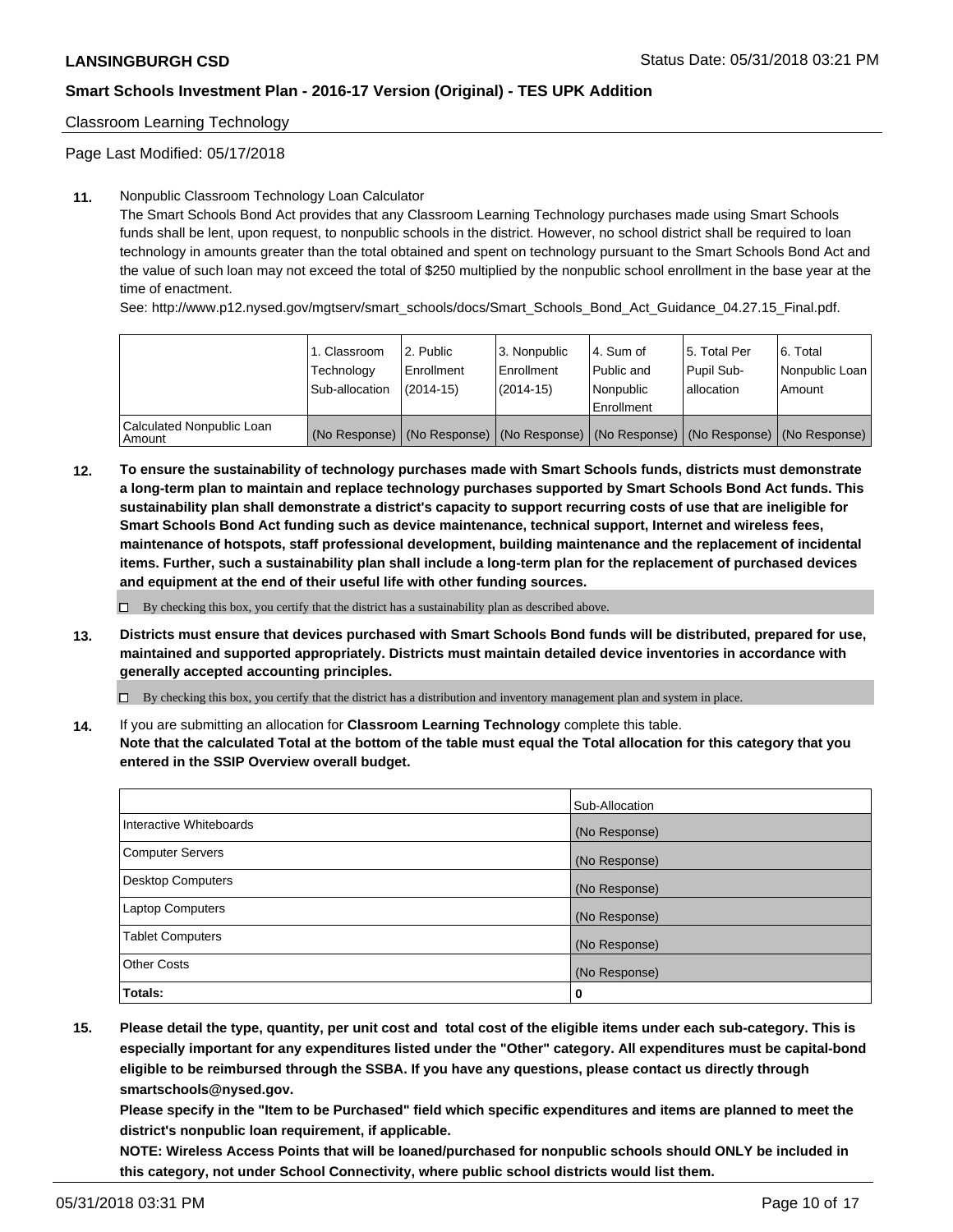Classroom Learning Technology

Page Last Modified: 05/17/2018

**11.** Nonpublic Classroom Technology Loan Calculator

The Smart Schools Bond Act provides that any Classroom Learning Technology purchases made using Smart Schools funds shall be lent, upon request, to nonpublic schools in the district. However, no school district shall be required to loan technology in amounts greater than the total obtained and spent on technology pursuant to the Smart Schools Bond Act and the value of such loan may not exceed the total of $250 multiplied by the nonpublic school enrollment in the base year at the time of enactment.

See: http://www.p12.nysed.gov/mgtserv/smart_schools/docs/Smart_Schools_Bond_Act_Guidance_04.27.15_Final.pdf.

| | 1. Classroom Technology Sub-allocation | 2. Public Enrollment (2014-15) | 3. Nonpublic Enrollment (2014-15) | 4. Sum of Public and Nonpublic Enrollment | 5. Total Per Pupil Sub-allocation | 6. Total Nonpublic Loan Amount |
|---|---|---|---|---|---|---|
| Calculated Nonpublic Loan Amount | (No Response) | (No Response) | (No Response) | (No Response) | (No Response) | (No Response) |

**12.** **To ensure the sustainability of technology purchases made with Smart Schools funds, districts must demonstrate a long-term plan to maintain and replace technology purchases supported by Smart Schools Bond Act funds. This sustainability plan shall demonstrate a district's capacity to support recurring costs of use that are ineligible for Smart Schools Bond Act funding such as device maintenance, technical support, Internet and wireless fees, maintenance of hotspots, staff professional development, building maintenance and the replacement of incidental items. Further, such a sustainability plan shall include a long-term plan for the replacement of purchased devices and equipment at the end of their useful life with other funding sources.**

☐ By checking this box, you certify that the district has a sustainability plan as described above.

**13.** **Districts must ensure that devices purchased with Smart Schools Bond funds will be distributed, prepared for use, maintained and supported appropriately. Districts must maintain detailed device inventories in accordance with generally accepted accounting principles.**

☐ By checking this box, you certify that the district has a distribution and inventory management plan and system in place.

**14.** If you are submitting an allocation for **Classroom Learning Technology** complete this table.
**Note that the calculated Total at the bottom of the table must equal the Total allocation for this category that you entered in the SSIP Overview overall budget.**

| | Sub-Allocation |
|---|---|
| Interactive Whiteboards | (No Response) |
| Computer Servers | (No Response) |
| Desktop Computers | (No Response) |
| Laptop Computers | (No Response) |
| Tablet Computers | (No Response) |
| Other Costs | (No Response) |
| **Totals:** | **0** |

**15.** **Please detail the type, quantity, per unit cost and total cost of the eligible items under each sub-category. This is especially important for any expenditures listed under the "Other" category. All expenditures must be capital-bond eligible to be reimbursed through the SSBA. If you have any questions, please contact us directly through smartschools@nysed.gov.**

**Please specify in the "Item to be Purchased" field which specific expenditures and items are planned to meet the district's nonpublic loan requirement, if applicable.**

**NOTE: Wireless Access Points that will be loaned/purchased for nonpublic schools should ONLY be included in this category, not under School Connectivity, where public school districts would list them.**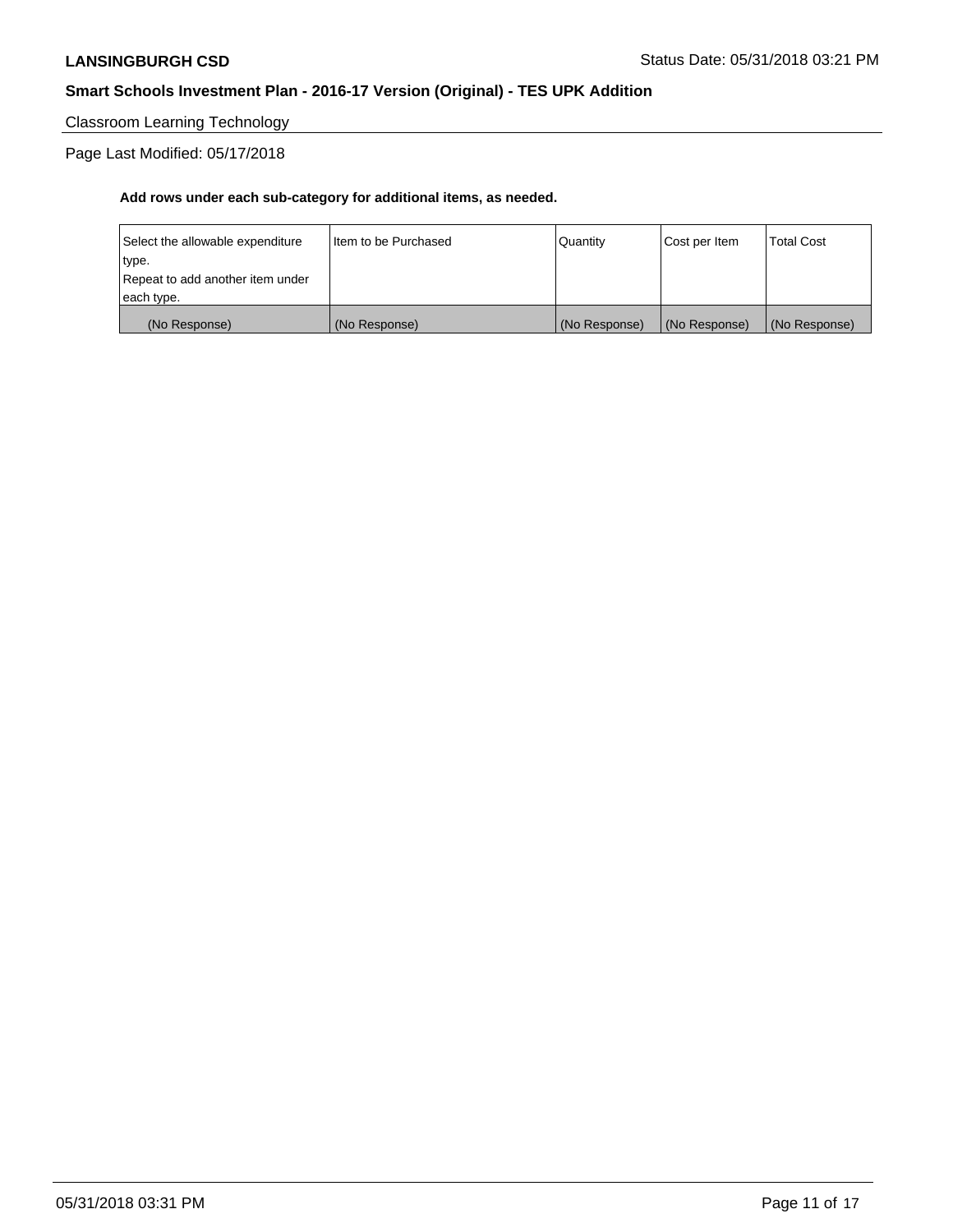Classroom Learning Technology

Page Last Modified: 05/17/2018

**Add rows under each sub-category for additional items, as needed.**

| Select the allowable expenditure type. Repeat to add another item under each type. | Item to be Purchased | Quantity | Cost per Item | Total Cost |
|---|---|---|---|---|
| (No Response) | (No Response) | (No Response) | (No Response) | (No Response) |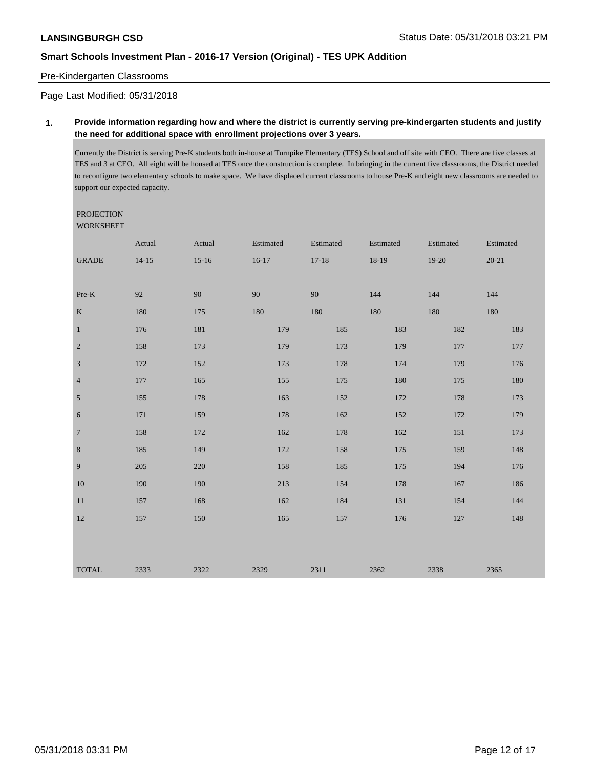Pre-Kindergarten Classrooms

Page Last Modified: 05/31/2018

**1. Provide information regarding how and where the district is currently serving pre-kindergarten students and justify the need for additional space with enrollment projections over 3 years.**

Currently the District is serving Pre-K students both in-house at Turnpike Elementary (TES) School and off site with CEO. There are five classes at TES and 3 at CEO. All eight will be housed at TES once the construction is complete. In bringing in the current five classrooms, the District needed to reconfigure two elementary schools to make space. We have displaced current classrooms to house Pre-K and eight new classrooms are needed to support our expected capacity.

PROJECTION WORKSHEET

| | Actual | Actual | Estimated | Estimated | Estimated | Estimated | Estimated |
|---|---|---|---|---|---|---|---|
| GRADE | 14-15 | 15-16 | 16-17 | 17-18 | 18-19 | 19-20 | 20-21 |
| Pre-K | 92 | 90 | 90 | 90 | 144 | 144 | 144 |
| K | 180 | 175 | 180 | 180 | 180 | 180 | 180 |
| 1 | 176 | 181 | 179 | 185 | 183 | 182 | 183 |
| 2 | 158 | 173 | 179 | 173 | 179 | 177 | 177 |
| 3 | 172 | 152 | 173 | 178 | 174 | 179 | 176 |
| 4 | 177 | 165 | 155 | 175 | 180 | 175 | 180 |
| 5 | 155 | 178 | 163 | 152 | 172 | 178 | 173 |
| 6 | 171 | 159 | 178 | 162 | 152 | 172 | 179 |
| 7 | 158 | 172 | 162 | 178 | 162 | 151 | 173 |
| 8 | 185 | 149 | 172 | 158 | 175 | 159 | 148 |
| 9 | 205 | 220 | 158 | 185 | 175 | 194 | 176 |
| 10 | 190 | 190 | 213 | 154 | 178 | 167 | 186 |
| 11 | 157 | 168 | 162 | 184 | 131 | 154 | 144 |
| 12 | 157 | 150 | 165 | 157 | 176 | 127 | 148 |
| TOTAL | 2333 | 2322 | 2329 | 2311 | 2362 | 2338 | 2365 |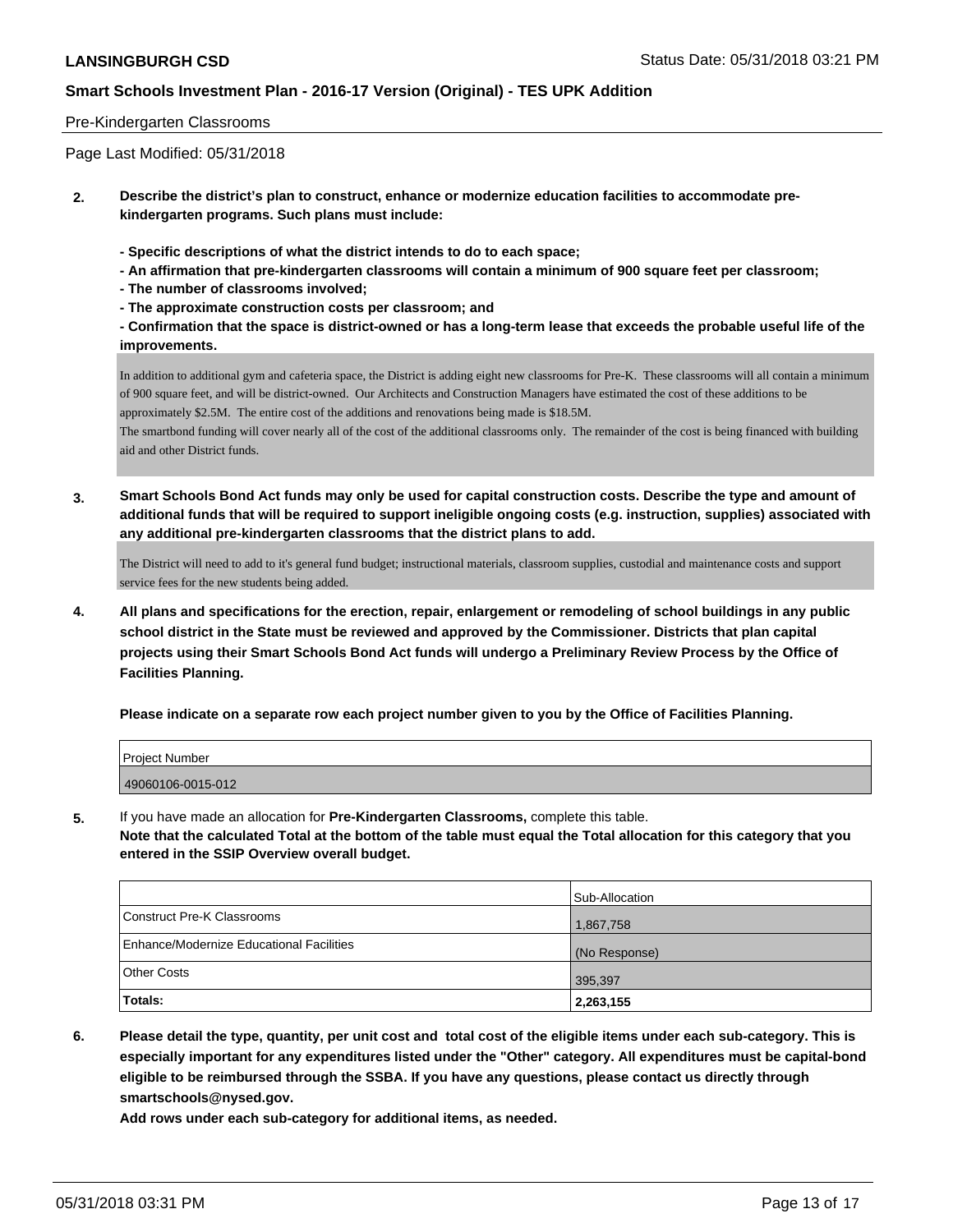Pre-Kindergarten Classrooms

Page Last Modified: 05/31/2018

**2. Describe the district's plan to construct, enhance or modernize education facilities to accommodate pre-kindergarten programs. Such plans must include:**

**- Specific descriptions of what the district intends to do to each space;**
**- An affirmation that pre-kindergarten classrooms will contain a minimum of 900 square feet per classroom;**
**- The number of classrooms involved;**
**- The approximate construction costs per classroom; and**
**- Confirmation that the space is district-owned or has a long-term lease that exceeds the probable useful life of the improvements.**

In addition to additional gym and cafeteria space, the District is adding eight new classrooms for Pre-K. These classrooms will all contain a minimum of 900 square feet, and will be district-owned. Our Architects and Construction Managers have estimated the cost of these additions to be approximately $2.5M. The entire cost of the additions and renovations being made is $18.5M.
The smartbond funding will cover nearly all of the cost of the additional classrooms only. The remainder of the cost is being financed with building aid and other District funds.

**3. Smart Schools Bond Act funds may only be used for capital construction costs. Describe the type and amount of additional funds that will be required to support ineligible ongoing costs (e.g. instruction, supplies) associated with any additional pre-kindergarten classrooms that the district plans to add.**

The District will need to add to it's general fund budget; instructional materials, classroom supplies, custodial and maintenance costs and support service fees for the new students being added.

**4. All plans and specifications for the erection, repair, enlargement or remodeling of school buildings in any public school district in the State must be reviewed and approved by the Commissioner. Districts that plan capital projects using their Smart Schools Bond Act funds will undergo a Preliminary Review Process by the Office of Facilities Planning.**

**Please indicate on a separate row each project number given to you by the Office of Facilities Planning.**

| Project Number |
|---|
| 49060106-0015-012 |

**5.** If you have made an allocation for **Pre-Kindergarten Classrooms,** complete this table.
**Note that the calculated Total at the bottom of the table must equal the Total allocation for this category that you entered in the SSIP Overview overall budget.**

| | Sub-Allocation |
|---|---|
| Construct Pre-K Classrooms | 1,867,758 |
| Enhance/Modernize Educational Facilities | (No Response) |
| Other Costs | 395,397 |
| **Totals:** | **2,263,155** |

**6. Please detail the type, quantity, per unit cost and total cost of the eligible items under each sub-category. This is especially important for any expenditures listed under the "Other" category. All expenditures must be capital-bond eligible to be reimbursed through the SSBA. If you have any questions, please contact us directly through smartschools@nysed.gov.**

**Add rows under each sub-category for additional items, as needed.**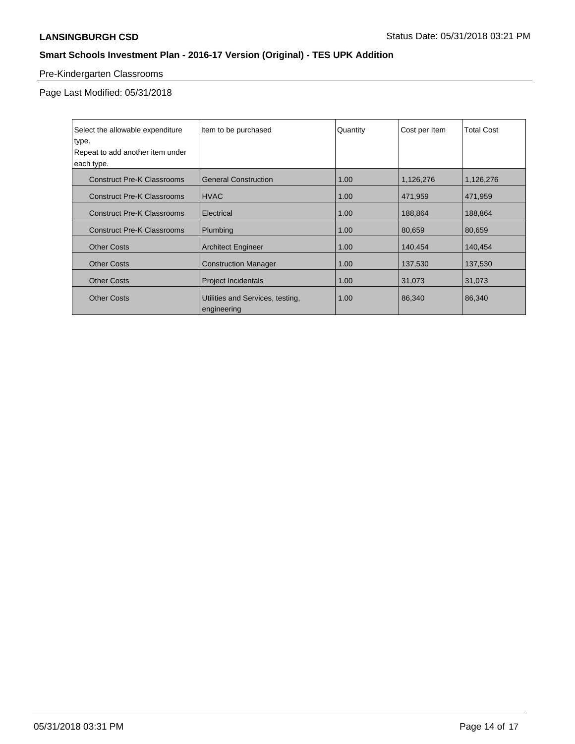## Pre-Kindergarten Classrooms

Page Last Modified: 05/31/2018

| Select the allowable expenditure type.<br>Repeat to add another item under each type. | Item to be purchased | Quantity | Cost per Item | Total Cost |
|---|---|---|---|---|
| Construct Pre-K Classrooms | General Construction | 1.00 | 1,126,276 | 1,126,276 |
| Construct Pre-K Classrooms | HVAC | 1.00 | 471,959 | 471,959 |
| Construct Pre-K Classrooms | Electrical | 1.00 | 188,864 | 188,864 |
| Construct Pre-K Classrooms | Plumbing | 1.00 | 80,659 | 80,659 |
| Other Costs | Architect Engineer | 1.00 | 140,454 | 140,454 |
| Other Costs | Construction Manager | 1.00 | 137,530 | 137,530 |
| Other Costs | Project Incidentals | 1.00 | 31,073 | 31,073 |
| Other Costs | Utilities and Services, testing, engineering | 1.00 | 86,340 | 86,340 |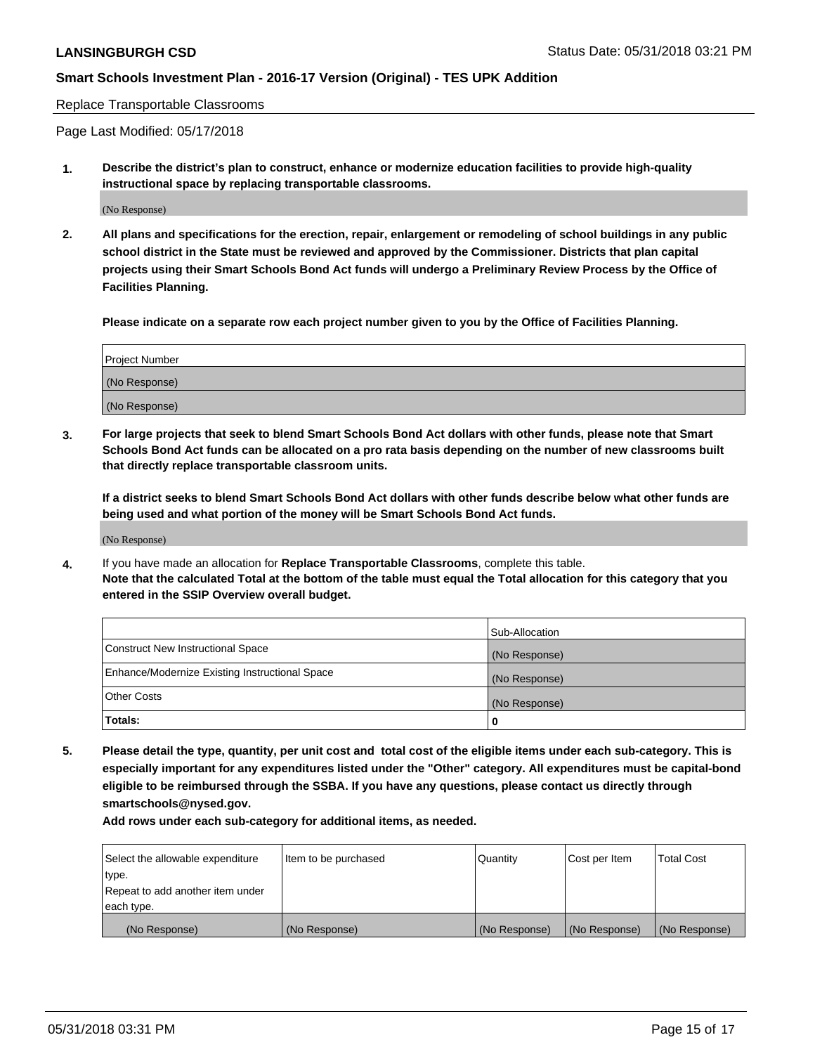Replace Transportable Classrooms

Page Last Modified: 05/17/2018

**1. Describe the district's plan to construct, enhance or modernize education facilities to provide high-quality instructional space by replacing transportable classrooms.**

(No Response)

**2. All plans and specifications for the erection, repair, enlargement or remodeling of school buildings in any public school district in the State must be reviewed and approved by the Commissioner. Districts that plan capital projects using their Smart Schools Bond Act funds will undergo a Preliminary Review Process by the Office of Facilities Planning.**

**Please indicate on a separate row each project number given to you by the Office of Facilities Planning.**

| Project Number |
|---|
| (No Response) |
| (No Response) |

**3. For large projects that seek to blend Smart Schools Bond Act dollars with other funds, please note that Smart Schools Bond Act funds can be allocated on a pro rata basis depending on the number of new classrooms built that directly replace transportable classroom units.**

**If a district seeks to blend Smart Schools Bond Act dollars with other funds describe below what other funds are being used and what portion of the money will be Smart Schools Bond Act funds.**

(No Response)

4. If you have made an allocation for **Replace Transportable Classrooms**, complete this table.
**Note that the calculated Total at the bottom of the table must equal the Total allocation for this category that you entered in the SSIP Overview overall budget.**

| | Sub-Allocation |
|---|---|
| Construct New Instructional Space | (No Response) |
| Enhance/Modernize Existing Instructional Space | (No Response) |
| Other Costs | (No Response) |
| **Totals:** | **0** |

**5. Please detail the type, quantity, per unit cost and total cost of the eligible items under each sub-category. This is especially important for any expenditures listed under the "Other" category. All expenditures must be capital-bond eligible to be reimbursed through the SSBA. If you have any questions, please contact us directly through smartschools@nysed.gov.**

**Add rows under each sub-category for additional items, as needed.**

| Select the allowable expenditure type. Repeat to add another item under each type. | Item to be purchased | Quantity | Cost per Item | Total Cost |
|---|---|---|---|---|
| (No Response) | (No Response) | (No Response) | (No Response) | (No Response) |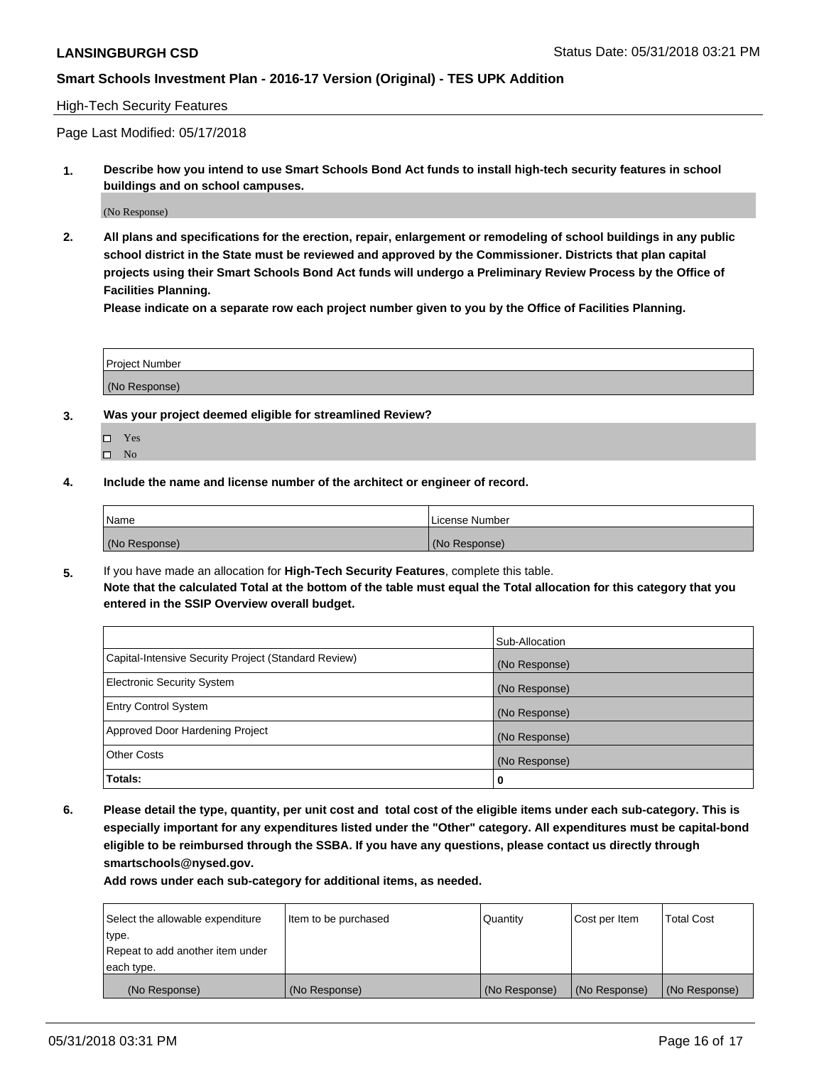High-Tech Security Features

Page Last Modified: 05/17/2018

**1. Describe how you intend to use Smart Schools Bond Act funds to install high-tech security features in school buildings and on school campuses.**

(No Response)

**2. All plans and specifications for the erection, repair, enlargement or remodeling of school buildings in any public school district in the State must be reviewed and approved by the Commissioner. Districts that plan capital projects using their Smart Schools Bond Act funds will undergo a Preliminary Review Process by the Office of Facilities Planning.**

**Please indicate on a separate row each project number given to you by the Office of Facilities Planning.**

| Project Number |
|---|
| (No Response) |

**3. Was your project deemed eligible for streamlined Review?**

- ☐ Yes
- ☐ No

**4. Include the name and license number of the architect or engineer of record.**

| Name | License Number |
|---|---|
| (No Response) | (No Response) |

**5.** If you have made an allocation for **High-Tech Security Features**, complete this table.
**Note that the calculated Total at the bottom of the table must equal the Total allocation for this category that you entered in the SSIP Overview overall budget.**

| | Sub-Allocation |
|---|---|
| Capital-Intensive Security Project (Standard Review) | (No Response) |
| Electronic Security System | (No Response) |
| Entry Control System | (No Response) |
| Approved Door Hardening Project | (No Response) |
| Other Costs | (No Response) |
| **Totals:** | **0** |

**6. Please detail the type, quantity, per unit cost and total cost of the eligible items under each sub-category. This is especially important for any expenditures listed under the "Other" category. All expenditures must be capital-bond eligible to be reimbursed through the SSBA. If you have any questions, please contact us directly through smartschools@nysed.gov.**

**Add rows under each sub-category for additional items, as needed.**

| Select the allowable expenditure type. Repeat to add another item under each type. | Item to be purchased | Quantity | Cost per Item | Total Cost |
|---|---|---|---|---|
| (No Response) | (No Response) | (No Response) | (No Response) | (No Response) |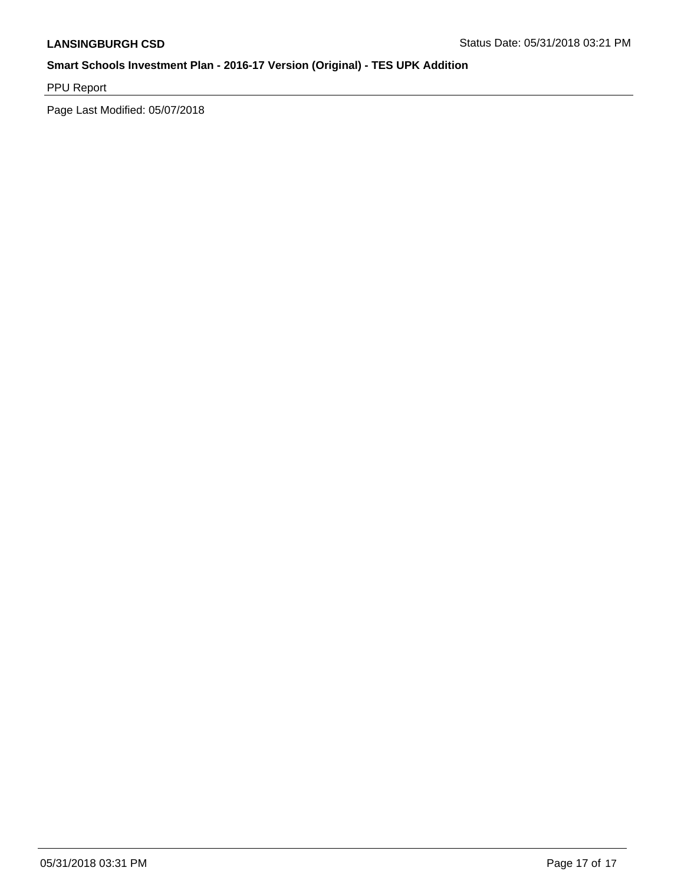PPU Report

Page Last Modified: 05/07/2018